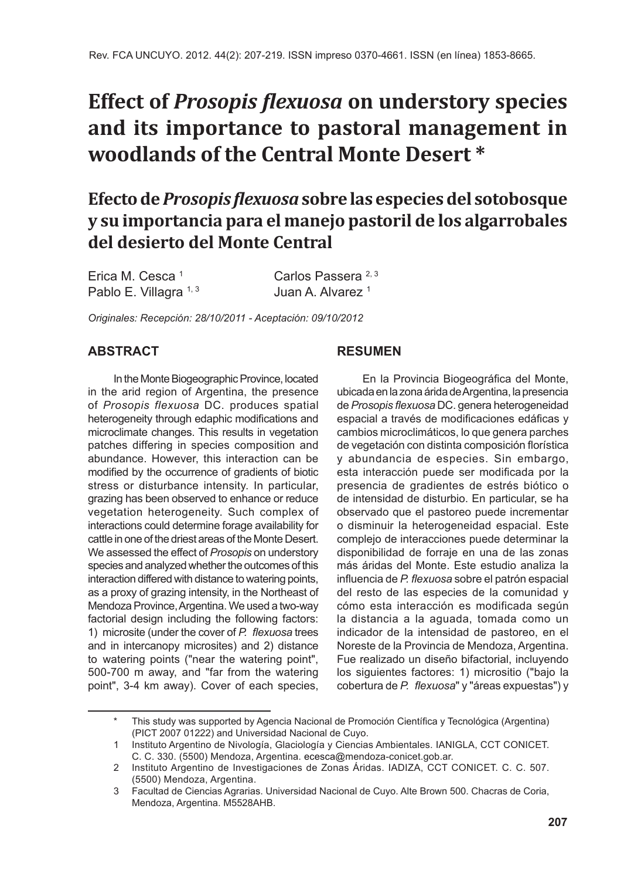# Effect of *Prosopis flexuosa* on understory species and its importance to pastoral management in woodlands of the Central Monte Desert *

## Efecto de *Prosopis flexuosa* sobre las especies del sotobosque y su importancia para el manejo pastoril de los algarrobales del desierto del Monte Central

Erica M. Cesca [1]
Pablo E. Villagra [1, 3]
Carlos Passera [2, 3]
Juan A. Alvarez [1]

*Originales: Recepción: 28/10/2011 - Aceptación: 09/10/2012*

### ABSTRACT

In the Monte Biogeographic Province, located in the arid region of Argentina, the presence of *Prosopis flexuosa* DC. produces spatial heterogeneity through edaphic modifications and microclimate changes. This results in vegetation patches differing in species composition and abundance. However, this interaction can be modified by the occurrence of gradients of biotic stress or disturbance intensity. In particular, grazing has been observed to enhance or reduce vegetation heterogeneity. Such complex of interactions could determine forage availability for cattle in one of the driest areas of the Monte Desert. We assessed the effect of *Prosopis* on understory species and analyzed whether the outcomes of this interaction differed with distance to watering points, as a proxy of grazing intensity, in the Northeast of Mendoza Province, Argentina. We used a two-way factorial design including the following factors: 1) microsite (under the cover of *P. flexuosa* trees and in intercanopy microsites) and 2) distance to watering points ("near the watering point", 500-700 m away, and "far from the watering point", 3-4 km away). Cover of each species,

### RESUMEN

En la Provincia Biogeográfica del Monte, ubicada en la zona árida de Argentina, la presencia de *Prosopis flexuosa* DC. genera heterogeneidad espacial a través de modificaciones edáficas y cambios microclimáticos, lo que genera parches de vegetación con distinta composición florística y abundancia de especies. Sin embargo, esta interacción puede ser modificada por la presencia de gradientes de estrés biótico o de intensidad de disturbio. En particular, se ha observado que el pastoreo puede incrementar o disminuir la heterogeneidad espacial. Este complejo de interacciones puede determinar la disponibilidad de forraje en una de las zonas más áridas del Monte. Este estudio analiza la influencia de *P. flexuosa* sobre el patrón espacial del resto de las especies de la comunidad y cómo esta interacción es modificada según la distancia a la aguada, tomada como un indicador de la intensidad de pastoreo, en el Noreste de la Provincia de Mendoza, Argentina. Fue realizado un diseño bifactorial, incluyendo los siguientes factores: 1) micrositio ("bajo la cobertura de *P. flexuosa*" y "áreas expuestas") y

---

\* This study was supported by Agencia Nacional de Promoción Científica y Tecnológica (Argentina) (PICT 2007 01222) and Universidad Nacional de Cuyo.

1 Instituto Argentino de Nivología, Glaciología y Ciencias Ambientales. IANIGLA, CCT CONICET. C. C. 330. (5500) Mendoza, Argentina. ecesca@mendoza-conicet.gob.ar.

2 Instituto Argentino de Investigaciones de Zonas Áridas. IADIZA, CCT CONICET. C. C. 507. (5500) Mendoza, Argentina.

3 Facultad de Ciencias Agrarias. Universidad Nacional de Cuyo. Alte Brown 500. Chacras de Coria, Mendoza, Argentina. M5528AHB.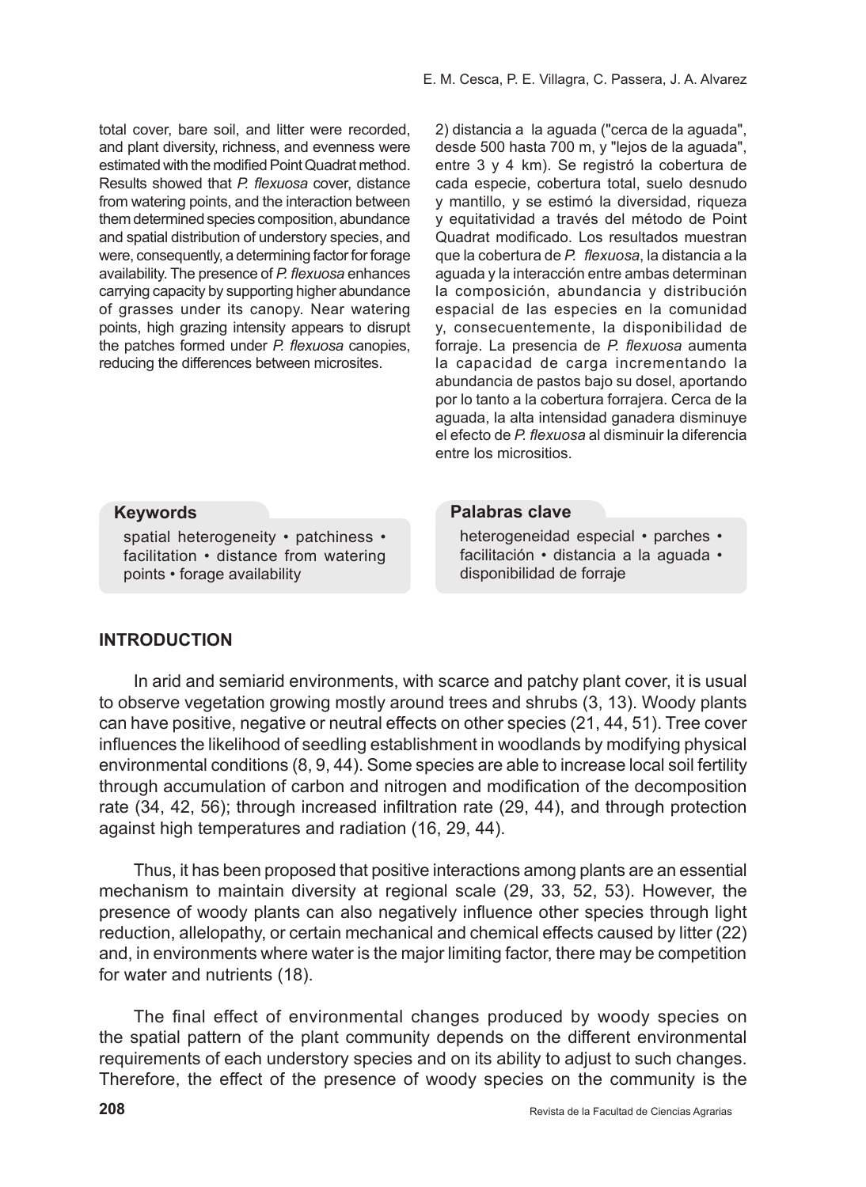total cover, bare soil, and litter were recorded, and plant diversity, richness, and evenness were estimated with the modified Point Quadrat method. Results showed that *P. flexuosa* cover, distance from watering points, and the interaction between them determined species composition, abundance and spatial distribution of understory species, and were, consequently, a determining factor for forage availability. The presence of *P. flexuosa* enhances carrying capacity by supporting higher abundance of grasses under its canopy. Near watering points, high grazing intensity appears to disrupt the patches formed under *P. flexuosa* canopies, reducing the differences between microsites.

2) distancia a la aguada ("cerca de la aguada", desde 500 hasta 700 m, y "lejos de la aguada", entre 3 y 4 km). Se registró la cobertura de cada especie, cobertura total, suelo desnudo y mantillo, y se estimó la diversidad, riqueza y equitatividad a través del método de Point Quadrat modificado. Los resultados muestran que la cobertura de *P. flexuosa*, la distancia a la aguada y la interacción entre ambas determinan la composición, abundancia y distribución espacial de las especies en la comunidad y, consecuentemente, la disponibilidad de forraje. La presencia de *P. flexuosa* aumenta la capacidad de carga incrementando la abundancia de pastos bajo su dosel, aportando por lo tanto a la cobertura forrajera. Cerca de la aguada, la alta intensidad ganadera disminuye el efecto de *P. flexuosa* al disminuir la diferencia entre los micrositios.

**Keywords**

spatial heterogeneity • patchiness • facilitation • distance from watering points • forage availability

**Palabras clave**

heterogeneidad especial • parches • facilitación • distancia a la aguada • disponibilidad de forraje

## INTRODUCTION

In arid and semiarid environments, with scarce and patchy plant cover, it is usual to observe vegetation growing mostly around trees and shrubs (3, 13). Woody plants can have positive, negative or neutral effects on other species (21, 44, 51). Tree cover influences the likelihood of seedling establishment in woodlands by modifying physical environmental conditions (8, 9, 44). Some species are able to increase local soil fertility through accumulation of carbon and nitrogen and modification of the decomposition rate (34, 42, 56); through increased infiltration rate (29, 44), and through protection against high temperatures and radiation (16, 29, 44).

Thus, it has been proposed that positive interactions among plants are an essential mechanism to maintain diversity at regional scale (29, 33, 52, 53). However, the presence of woody plants can also negatively influence other species through light reduction, allelopathy, or certain mechanical and chemical effects caused by litter (22) and, in environments where water is the major limiting factor, there may be competition for water and nutrients (18).

The final effect of environmental changes produced by woody species on the spatial pattern of the plant community depends on the different environmental requirements of each understory species and on its ability to adjust to such changes. Therefore, the effect of the presence of woody species on the community is the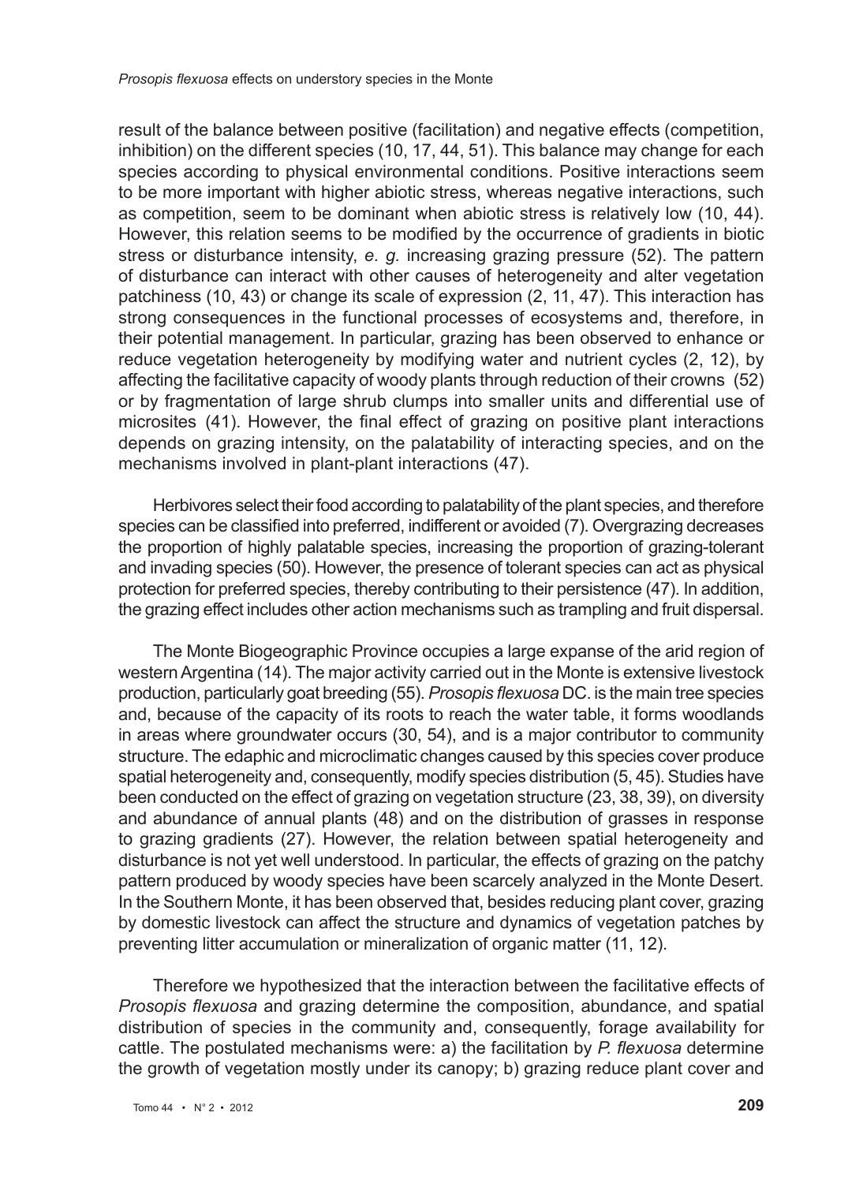result of the balance between positive (facilitation) and negative effects (competition, inhibition) on the different species (10, 17, 44, 51). This balance may change for each species according to physical environmental conditions. Positive interactions seem to be more important with higher abiotic stress, whereas negative interactions, such as competition, seem to be dominant when abiotic stress is relatively low (10, 44). However, this relation seems to be modified by the occurrence of gradients in biotic stress or disturbance intensity, *e. g.* increasing grazing pressure (52). The pattern of disturbance can interact with other causes of heterogeneity and alter vegetation patchiness (10, 43) or change its scale of expression (2, 11, 47). This interaction has strong consequences in the functional processes of ecosystems and, therefore, in their potential management. In particular, grazing has been observed to enhance or reduce vegetation heterogeneity by modifying water and nutrient cycles (2, 12), by affecting the facilitative capacity of woody plants through reduction of their crowns (52) or by fragmentation of large shrub clumps into smaller units and differential use of microsites (41). However, the final effect of grazing on positive plant interactions depends on grazing intensity, on the palatability of interacting species, and on the mechanisms involved in plant-plant interactions (47).

Herbivores select their food according to palatability of the plant species, and therefore species can be classified into preferred, indifferent or avoided (7). Overgrazing decreases the proportion of highly palatable species, increasing the proportion of grazing-tolerant and invading species (50). However, the presence of tolerant species can act as physical protection for preferred species, thereby contributing to their persistence (47). In addition, the grazing effect includes other action mechanisms such as trampling and fruit dispersal.

The Monte Biogeographic Province occupies a large expanse of the arid region of western Argentina (14). The major activity carried out in the Monte is extensive livestock production, particularly goat breeding (55). *Prosopis flexuosa* DC. is the main tree species and, because of the capacity of its roots to reach the water table, it forms woodlands in areas where groundwater occurs (30, 54), and is a major contributor to community structure. The edaphic and microclimatic changes caused by this species cover produce spatial heterogeneity and, consequently, modify species distribution (5, 45). Studies have been conducted on the effect of grazing on vegetation structure (23, 38, 39), on diversity and abundance of annual plants (48) and on the distribution of grasses in response to grazing gradients (27). However, the relation between spatial heterogeneity and disturbance is not yet well understood. In particular, the effects of grazing on the patchy pattern produced by woody species have been scarcely analyzed in the Monte Desert. In the Southern Monte, it has been observed that, besides reducing plant cover, grazing by domestic livestock can affect the structure and dynamics of vegetation patches by preventing litter accumulation or mineralization of organic matter (11, 12).

Therefore we hypothesized that the interaction between the facilitative effects of *Prosopis flexuosa* and grazing determine the composition, abundance, and spatial distribution of species in the community and, consequently, forage availability for cattle. The postulated mechanisms were: a) the facilitation by *P. flexuosa* determine the growth of vegetation mostly under its canopy; b) grazing reduce plant cover and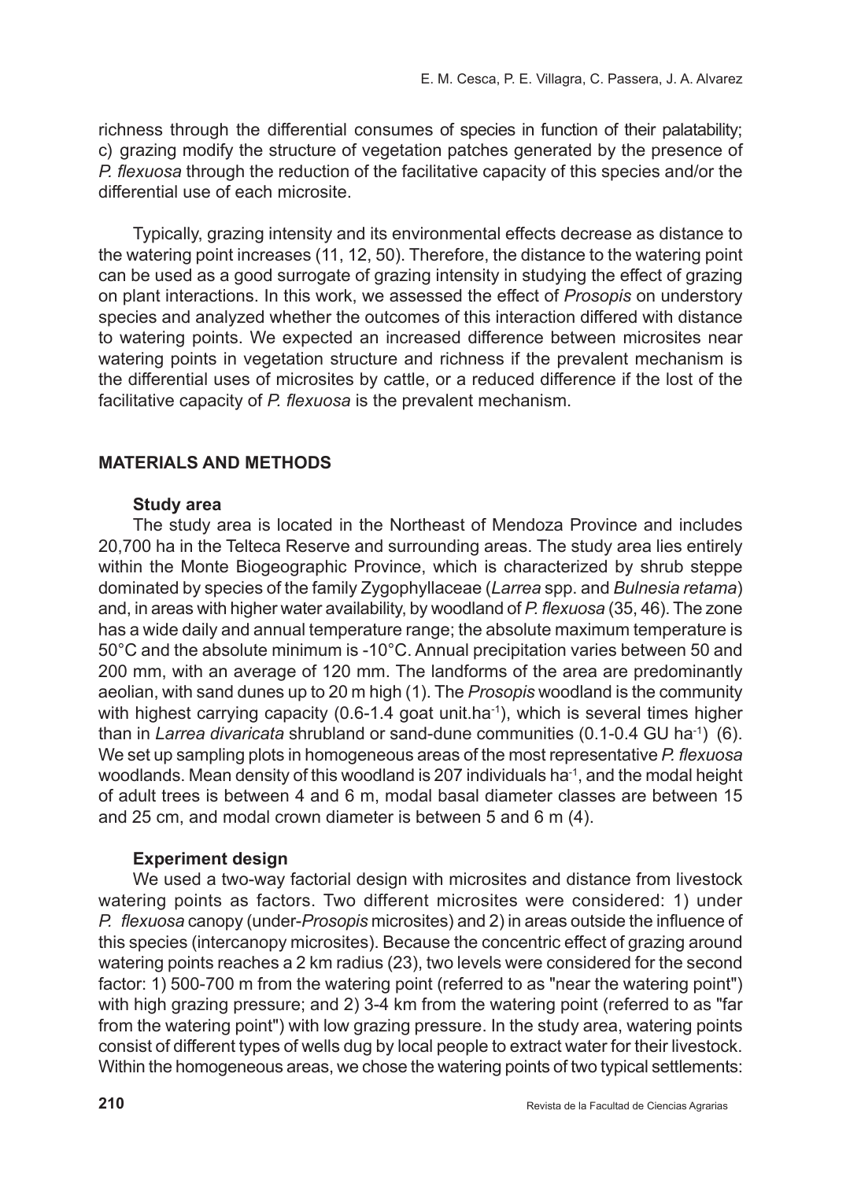richness through the differential consumes of species in function of their palatability; c) grazing modify the structure of vegetation patches generated by the presence of *P. flexuosa* through the reduction of the facilitative capacity of this species and/or the differential use of each microsite.

Typically, grazing intensity and its environmental effects decrease as distance to the watering point increases (11, 12, 50). Therefore, the distance to the watering point can be used as a good surrogate of grazing intensity in studying the effect of grazing on plant interactions. In this work, we assessed the effect of *Prosopis* on understory species and analyzed whether the outcomes of this interaction differed with distance to watering points. We expected an increased difference between microsites near watering points in vegetation structure and richness if the prevalent mechanism is the differential uses of microsites by cattle, or a reduced difference if the lost of the facilitative capacity of *P. flexuosa* is the prevalent mechanism.

## MATERIALS AND METHODS

### Study area

The study area is located in the Northeast of Mendoza Province and includes 20,700 ha in the Telteca Reserve and surrounding areas. The study area lies entirely within the Monte Biogeographic Province, which is characterized by shrub steppe dominated by species of the family Zygophyllaceae (*Larrea* spp. and *Bulnesia retama*) and, in areas with higher water availability, by woodland of *P. flexuosa* (35, 46). The zone has a wide daily and annual temperature range; the absolute maximum temperature is 50°C and the absolute minimum is -10°C. Annual precipitation varies between 50 and 200 mm, with an average of 120 mm. The landforms of the area are predominantly aeolian, with sand dunes up to 20 m high (1). The *Prosopis* woodland is the community with highest carrying capacity (0.6-1.4 goat unit.ha$^{-1}$), which is several times higher than in *Larrea divaricata* shrubland or sand-dune communities (0.1-0.4 GU ha$^{-1}$) (6). We set up sampling plots in homogeneous areas of the most representative *P. flexuosa* woodlands. Mean density of this woodland is 207 individuals ha$^{-1}$, and the modal height of adult trees is between 4 and 6 m, modal basal diameter classes are between 15 and 25 cm, and modal crown diameter is between 5 and 6 m (4).

### Experiment design

We used a two-way factorial design with microsites and distance from livestock watering points as factors. Two different microsites were considered: 1) under *P. flexuosa* canopy (under-*Prosopis* microsites) and 2) in areas outside the influence of this species (intercanopy microsites). Because the concentric effect of grazing around watering points reaches a 2 km radius (23), two levels were considered for the second factor: 1) 500-700 m from the watering point (referred to as "near the watering point") with high grazing pressure; and 2) 3-4 km from the watering point (referred to as "far from the watering point") with low grazing pressure. In the study area, watering points consist of different types of wells dug by local people to extract water for their livestock. Within the homogeneous areas, we chose the watering points of two typical settlements: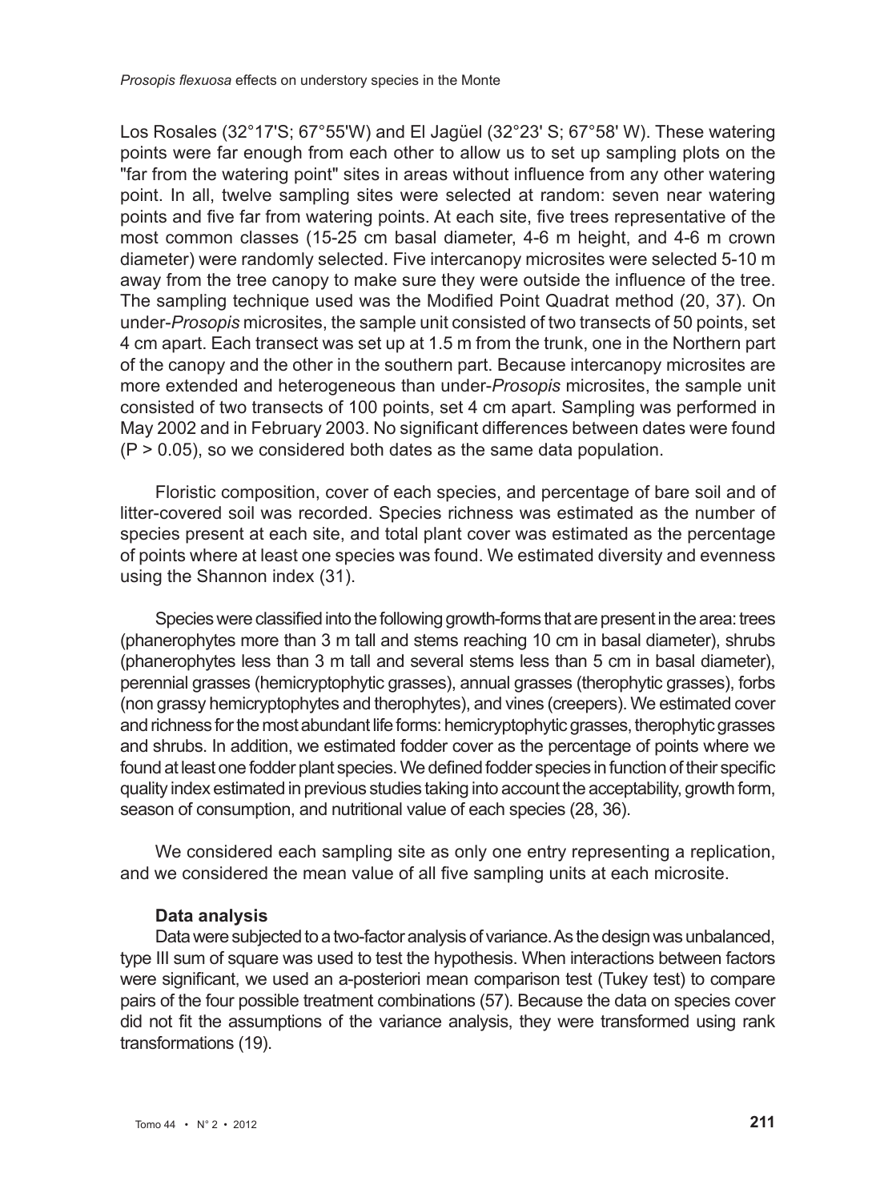Los Rosales (32°17'S; 67°55'W) and El Jagüel (32°23' S; 67°58' W). These watering points were far enough from each other to allow us to set up sampling plots on the "far from the watering point" sites in areas without influence from any other watering point. In all, twelve sampling sites were selected at random: seven near watering points and five far from watering points. At each site, five trees representative of the most common classes (15-25 cm basal diameter, 4-6 m height, and 4-6 m crown diameter) were randomly selected. Five intercanopy microsites were selected 5-10 m away from the tree canopy to make sure they were outside the influence of the tree. The sampling technique used was the Modified Point Quadrat method (20, 37). On under-*Prosopis* microsites, the sample unit consisted of two transects of 50 points, set 4 cm apart. Each transect was set up at 1.5 m from the trunk, one in the Northern part of the canopy and the other in the southern part. Because intercanopy microsites are more extended and heterogeneous than under-*Prosopis* microsites, the sample unit consisted of two transects of 100 points, set 4 cm apart. Sampling was performed in May 2002 and in February 2003. No significant differences between dates were found ($P > 0.05$), so we considered both dates as the same data population.

Floristic composition, cover of each species, and percentage of bare soil and of litter-covered soil was recorded. Species richness was estimated as the number of species present at each site, and total plant cover was estimated as the percentage of points where at least one species was found. We estimated diversity and evenness using the Shannon index (31).

Species were classified into the following growth-forms that are present in the area: trees (phanerophytes more than 3 m tall and stems reaching 10 cm in basal diameter), shrubs (phanerophytes less than 3 m tall and several stems less than 5 cm in basal diameter), perennial grasses (hemicryptophytic grasses), annual grasses (therophytic grasses), forbs (non grassy hemicryptophytes and therophytes), and vines (creepers). We estimated cover and richness for the most abundant life forms: hemicryptophytic grasses, therophytic grasses and shrubs. In addition, we estimated fodder cover as the percentage of points where we found at least one fodder plant species. We defined fodder species in function of their specific quality index estimated in previous studies taking into account the acceptability, growth form, season of consumption, and nutritional value of each species (28, 36).

We considered each sampling site as only one entry representing a replication, and we considered the mean value of all five sampling units at each microsite.

### Data analysis

Data were subjected to a two-factor analysis of variance. As the design was unbalanced, type III sum of square was used to test the hypothesis. When interactions between factors were significant, we used an a-posteriori mean comparison test (Tukey test) to compare pairs of the four possible treatment combinations (57). Because the data on species cover did not fit the assumptions of the variance analysis, they were transformed using rank transformations (19).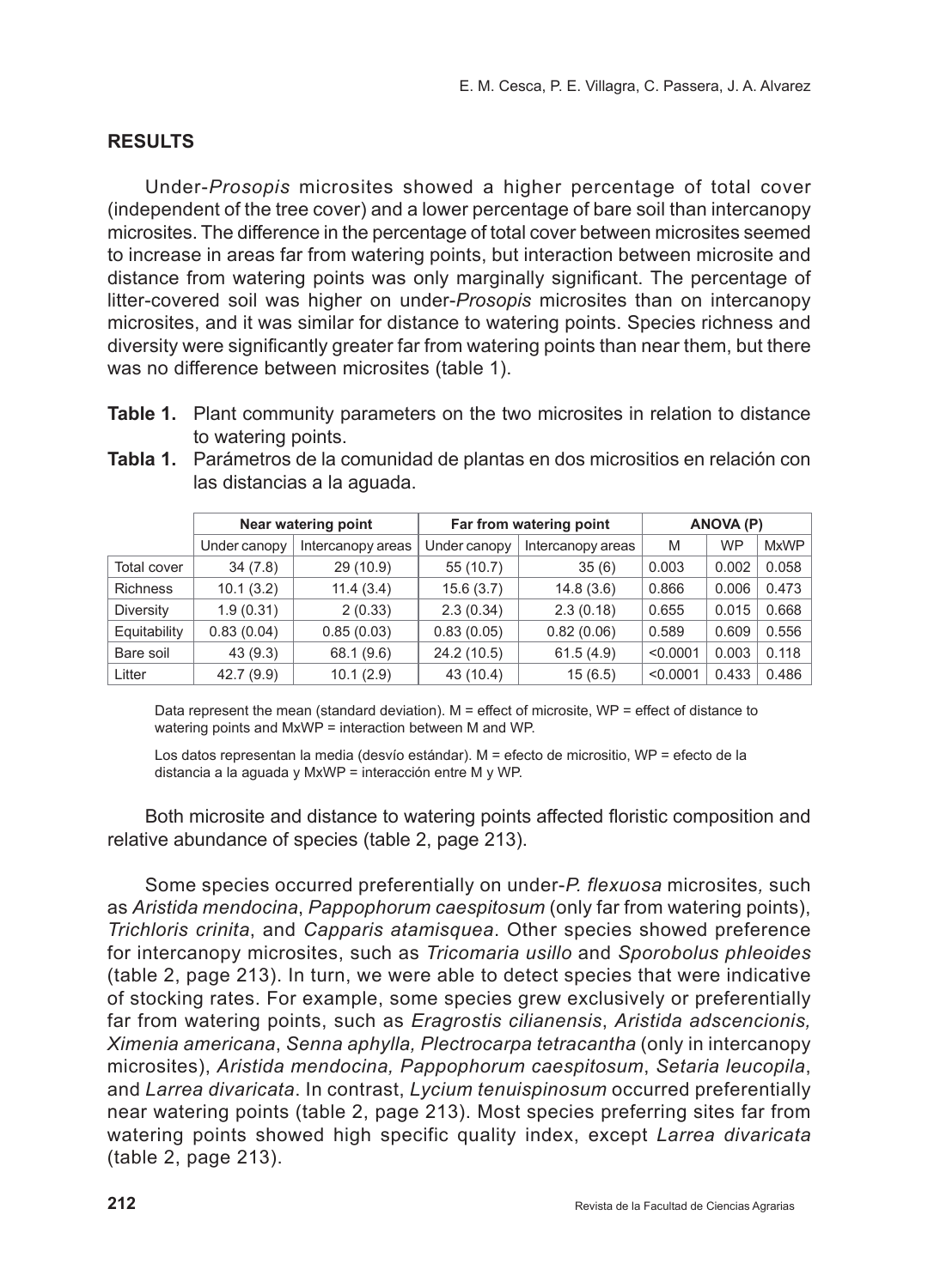## RESULTS

Under-*Prosopis* microsites showed a higher percentage of total cover (independent of the tree cover) and a lower percentage of bare soil than intercanopy microsites. The difference in the percentage of total cover between microsites seemed to increase in areas far from watering points, but interaction between microsite and distance from watering points was only marginally significant. The percentage of litter-covered soil was higher on under-*Prosopis* microsites than on intercanopy microsites, and it was similar for distance to watering points. Species richness and diversity were significantly greater far from watering points than near them, but there was no difference between microsites (table 1).

**Table 1.** Plant community parameters on the two microsites in relation to distance to watering points.

**Tabla 1.** Parámetros de la comunidad de plantas en dos micrositios en relación con las distancias a la aguada.

| | Near watering point | | Far from watering point | | ANOVA (P) | | |
|---|---|---|---|---|---|---|---|
| | Under canopy | Intercanopy areas | Under canopy | Intercanopy areas | M | WP | MxWP |
| Total cover | 34 (7.8) | 29 (10.9) | 55 (10.7) | 35 (6) | 0.003 | 0.002 | 0.058 |
| Richness | 10.1 (3.2) | 11.4 (3.4) | 15.6 (3.7) | 14.8 (3.6) | 0.866 | 0.006 | 0.473 |
| Diversity | 1.9 (0.31) | 2 (0.33) | 2.3 (0.34) | 2.3 (0.18) | 0.655 | 0.015 | 0.668 |
| Equitability | 0.83 (0.04) | 0.85 (0.03) | 0.83 (0.05) | 0.82 (0.06) | 0.589 | 0.609 | 0.556 |
| Bare soil | 43 (9.3) | 68.1 (9.6) | 24.2 (10.5) | 61.5 (4.9) | <0.0001 | 0.003 | 0.118 |
| Litter | 42.7 (9.9) | 10.1 (2.9) | 43 (10.4) | 15 (6.5) | <0.0001 | 0.433 | 0.486 |

Data represent the mean (standard deviation). M = effect of microsite, WP = effect of distance to watering points and MxWP = interaction between M and WP.

Los datos representan la media (desvío estándar). M = efecto de micrositio, WP = efecto de la distancia a la aguada y MxWP = interacción entre M y WP.

Both microsite and distance to watering points affected floristic composition and relative abundance of species (table 2, page 213).

Some species occurred preferentially on under-*P. flexuosa* microsites, such as *Aristida mendocina*, *Pappophorum caespitosum* (only far from watering points), *Trichloris crinita*, and *Capparis atamisquea*. Other species showed preference for intercanopy microsites, such as *Tricomaria usillo* and *Sporobolus phleoides* (table 2, page 213). In turn, we were able to detect species that were indicative of stocking rates. For example, some species grew exclusively or preferentially far from watering points, such as *Eragrostis cilianensis*, *Aristida adscencionis, Ximenia americana*, *Senna aphylla, Plectrocarpa tetracantha* (only in intercanopy microsites), *Aristida mendocina, Pappophorum caespitosum*, *Setaria leucopila*, and *Larrea divaricata*. In contrast, *Lycium tenuispinosum* occurred preferentially near watering points (table 2, page 213). Most species preferring sites far from watering points showed high specific quality index, except *Larrea divaricata* (table 2, page 213).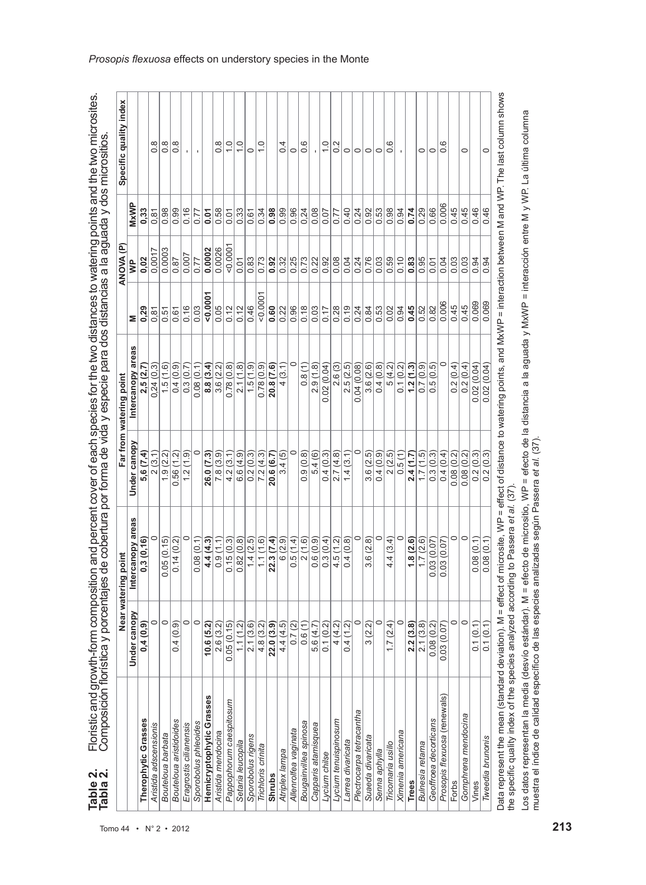**Table 2.** Floristic and growth-form composition and percent cover of each species for the two distances to watering points and the two microsites.
**Tabla 2.** Composición florística y porcentajes de cobertura por forma de vida y especie para dos distancias a la aguada y dos micrositios.

| | Near watering point | | Far from watering point | | ANOVA (P) | | | Specific quality index |
|---|---|---|---|---|---|---|---|---|
| | Under canopy | Intercanopy areas | Under canopy | Intercanopy areas | M | WP | MxWP | |
| **Therophytic Grasses** | **0.4 (0.9)** | **0.3 (0.16)** | **5.6 (7.4)** | **2.5 (2.7)** | **0.29** | **0.02** | **0.33** | |
| *Aristida adscensionis* | 0 | 0 | 2 (3.1) | 0.24 (0.3) | 0.81 | 0.0017 | 0.81 | 0.8 |
| *Bouteloua barbata* | 0 | 0.05 (0.15) | 1.9 (2.2) | 1.5 (1.6) | 0.51 | 0.0003 | 0.98 | 0.8 |
| *Bouteloua aristidoides* | 0.4 (0.9) | 0.14 (0.2) | 0.56 (1.2) | 0.4 (0.9) | 0.61 | 0.87 | 0.99 | 0.8 |
| *Eragrostis cilianensis* | 0 | 0 | 1.2 (1.9) | 0.3 (0.7) | 0.16 | 0.007 | 0.16 | - |
| *Sporobolus phleoides* | 0 | 0.08 (0.1) | 0 | 0.08 (0.1) | 0.03 | 0.77 | 0.77 | - |
| **Hemicryptophytic Grasses** | **10.6 (5.2)** | **4.4 (4.3)** | **26.0 (7.3)** | **8.8 (3.4)** | **<0.0001** | **0.0002** | **0.01** | |
| *Aristida mendocina* | 2.6 (3.2) | 0.9 (1.1) | 7.8 (3.9) | 3.6 (2.2) | 0.05 | 0.0026 | 0.58 | 0.8 |
| *Pappophorum caespitosum* | 0.05 (0.15) | 0.15 (0.3) | 4.2 (3.1) | 0.78 (0.8) | 0.12 | <0.0001 | 0.01 | 1.0 |
| *Setaria leucopila* | 1.1 (1.2) | 0.82 (0.8) | 6.6 (4.9) | 2.1 (1.8) | 0.12 | 0.01 | 0.33 | 1.0 |
| *Sporobolus rigens* | 2.1 (3.6) | 1.4 (2.5) | 0.2 (0.3) | 1.5 (1.9) | 0.46 | 0.83 | 0.61 | 0 |
| *Trichloris crinita* | 4.8 (3.2) | 1.1 (1.6) | 7.2 (4.3) | 0.78 (0.9) | <0.0001 | 0.73 | 0.34 | 1.0 |
| **Shrubs** | **22.0 (3.9)** | **22.3 (7.4)** | **20.6 (6.7)** | **20.8 (7.6)** | **0.60** | **0.92** | **0.98** | |
| *Atriplex lampa* | 4.4 (4.5) | 6 (2.9) | 3.4 (5) | 4 (3.1) | 0.22 | 0.32 | 0.99 | 0.4 |
| *Allenrolfea vaginata* | 0.7 (2) | 0.5 (1.4) | 0 | 0 | 0.96 | 0.25 | 0.96 | 0 |
| *Bougainvillea spinosa* | 0.6 (1) | 2 (1.6) | 0.9 (0.8) | 0.8 (1) | 0.18 | 0.73 | 0.24 | 0.6 |
| *Capparis atamisquea* | 5.6 (4.7) | 0.6 (0.9) | 5.4 (6) | 2.9 (1.8) | 0.03 | 0.22 | 0.08 | - |
| *Lycium chilse* | 0.1 (0.2) | 0.3 (0.4) | 0.4 (0.3) | 0.02 (0.04) | 0.17 | 0.92 | 0.07 | 1.0 |
| *Lycium tenuispinosum* | 4 (4.2) | 4.5 (1.2) | 2.7 (4.8) | 2.6 (3) | 0.28 | 0.08 | 0.77 | 0.2 |
| *Larrea divaricata* | 0.4 (1.2) | 0.4 (0.8) | 1.4 (3.1) | 2.5 (2.5) | 0.19 | 0.04 | 0.40 | 0 |
| *Plectrocarpa tetracantha* | 0 | 0 | 0 | 0.04 (0.08) | 0.24 | 0.24 | 0.24 | 0 |
| *Suaeda divaricata* | 3 (2.2) | 3.6 (2.8) | 3.6 (2.5) | 3.6 (2.6) | 0.84 | 0.76 | 0.92 | 0 |
| *Senna aphylla* | 0 | 0 | 0.4 (0.9) | 0.4 (0.8) | 0.53 | 0.03 | 0.53 | 0 |
| *Tricomaria usillo* | 1.7 (2.4) | 4.4 (3.4) | 2 (2.5) | 5 (4.2) | 0.02 | 0.59 | 0.98 | 0.6 |
| *Ximenia americana* | 0 | 0 | 0.5 (1) | 0.1 (0.2) | 0.94 | 0.10 | 0.94 | - |
| **Trees** | **2.2 (3.8)** | **1.8 (2.6)** | **2.4 (1.7)** | **1.2 (1.3)** | **0.45** | **0.83** | **0.74** | |
| *Bulnesia retama* | 2.1 (3.8) | 1.7 (2.6) | 1.7 (1.5) | 0.7 (0.9) | 0.52 | 0.95 | 0.29 | 0 |
| *Geoffroea decorticans* | 0.08 (0.2) | 0.03 (0.07) | 0.3 (0.3) | 0.5 (0.5) | 0.82 | 0.01 | 0.66 | 0 |
| *Prosopis flexuosa* (renewals) | 0.03 (0.07) | 0.03 (0.07) | 0.4 (0.4) | 0 | 0.006 | 0.04 | 0.006 | 0.6 |
| Forbs | 0 | 0 | 0.08 (0.2) | 0.2 (0.4) | 0.45 | 0.03 | 0.45 | |
| *Gomphrena mendocina* | 0 | 0 | 0.08 (0.2) | 0.2 (0.4) | 0.45 | 0.03 | 0.45 | 0 |
| Vines | 0.1 (0.1) | 0.08 (0.1) | 0.2 (0.3) | 0.02 (0.04) | 0.069 | 0.94 | 0.46 | |
| *Tweedia brunonis* | 0.1 (0.1) | 0.08 (0.1) | 0.2 (0.3) | 0.02 (0.04) | 0.069 | 0.94 | 0.46 | 0 |

Data represent the mean (standard deviation). M = effect of microsite, WP = effect of distance to watering points, and MxWP = interaction between M and WP. The last column shows the specific quality index of the species analyzed according to Passera *et al.* (37).

Los datos representan la media (desvío estándar). M = efecto de micrositio, WP = efecto de la distancia a la aguada y MxWP = interacción entre M y WP. La última columna muestra el índice de calidad específico de las especies analizadas según Passera *et al.* (37).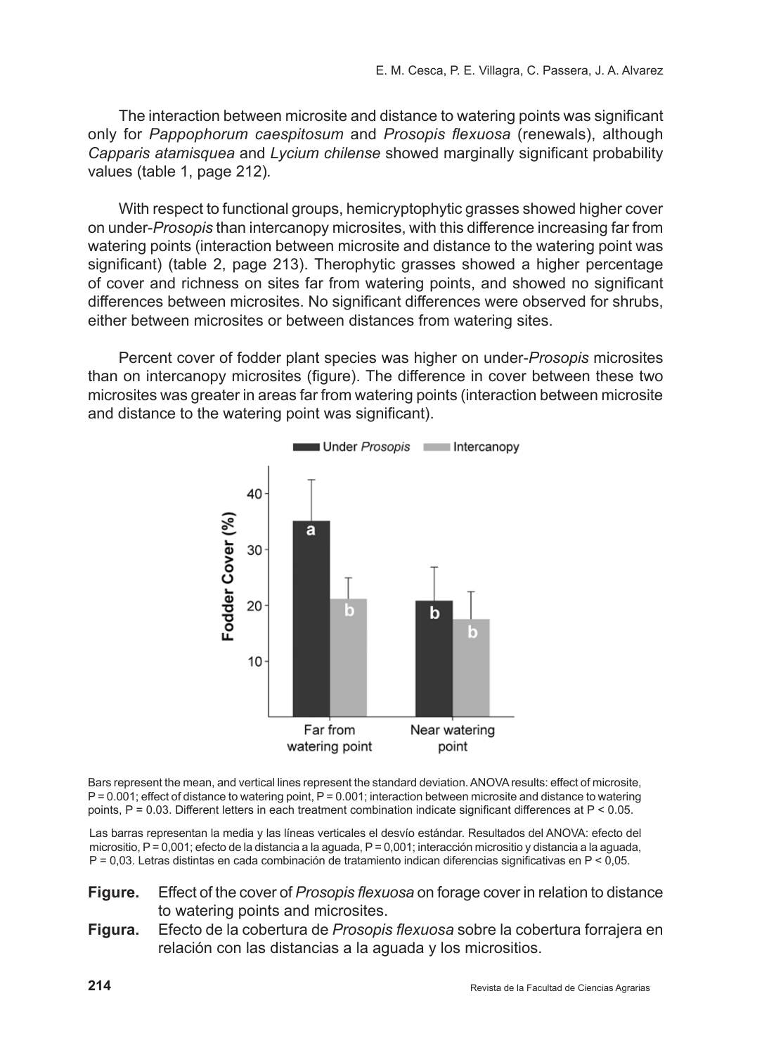The interaction between microsite and distance to watering points was significant only for *Pappophorum caespitosum* and *Prosopis flexuosa* (renewals), although *Capparis atamisquea* and *Lycium chilense* showed marginally significant probability values (table 1, page 212).

With respect to functional groups, hemicryptophytic grasses showed higher cover on under-*Prosopis* than intercanopy microsites, with this difference increasing far from watering points (interaction between microsite and distance to the watering point was significant) (table 2, page 213). Therophytic grasses showed a higher percentage of cover and richness on sites far from watering points, and showed no significant differences between microsites. No significant differences were observed for shrubs, either between microsites or between distances from watering sites.

Percent cover of fodder plant species was higher on under-*Prosopis* microsites than on intercanopy microsites (figure). The difference in cover between these two microsites was greater in areas far from watering points (interaction between microsite and distance to the watering point was significant).

Bars represent the mean, and vertical lines represent the standard deviation. ANOVA results: effect of microsite, P = 0.001; effect of distance to watering point, P = 0.001; interaction between microsite and distance to watering points, P = 0.03. Different letters in each treatment combination indicate significant differences at P < 0.05.

Las barras representan la media y las líneas verticales el desvío estándar. Resultados del ANOVA: efecto del micrositio, P = 0,001; efecto de la distancia a la aguada, P = 0,001; interacción micrositio y distancia a la aguada, P = 0,03. Letras distintas en cada combinación de tratamiento indican diferencias significativas en P < 0,05.

**Figure.** Effect of the cover of *Prosopis flexuosa* on forage cover in relation to distance to watering points and microsites.

**Figura.** Efecto de la cobertura de *Prosopis flexuosa* sobre la cobertura forrajera en relación con las distancias a la aguada y los micrositios.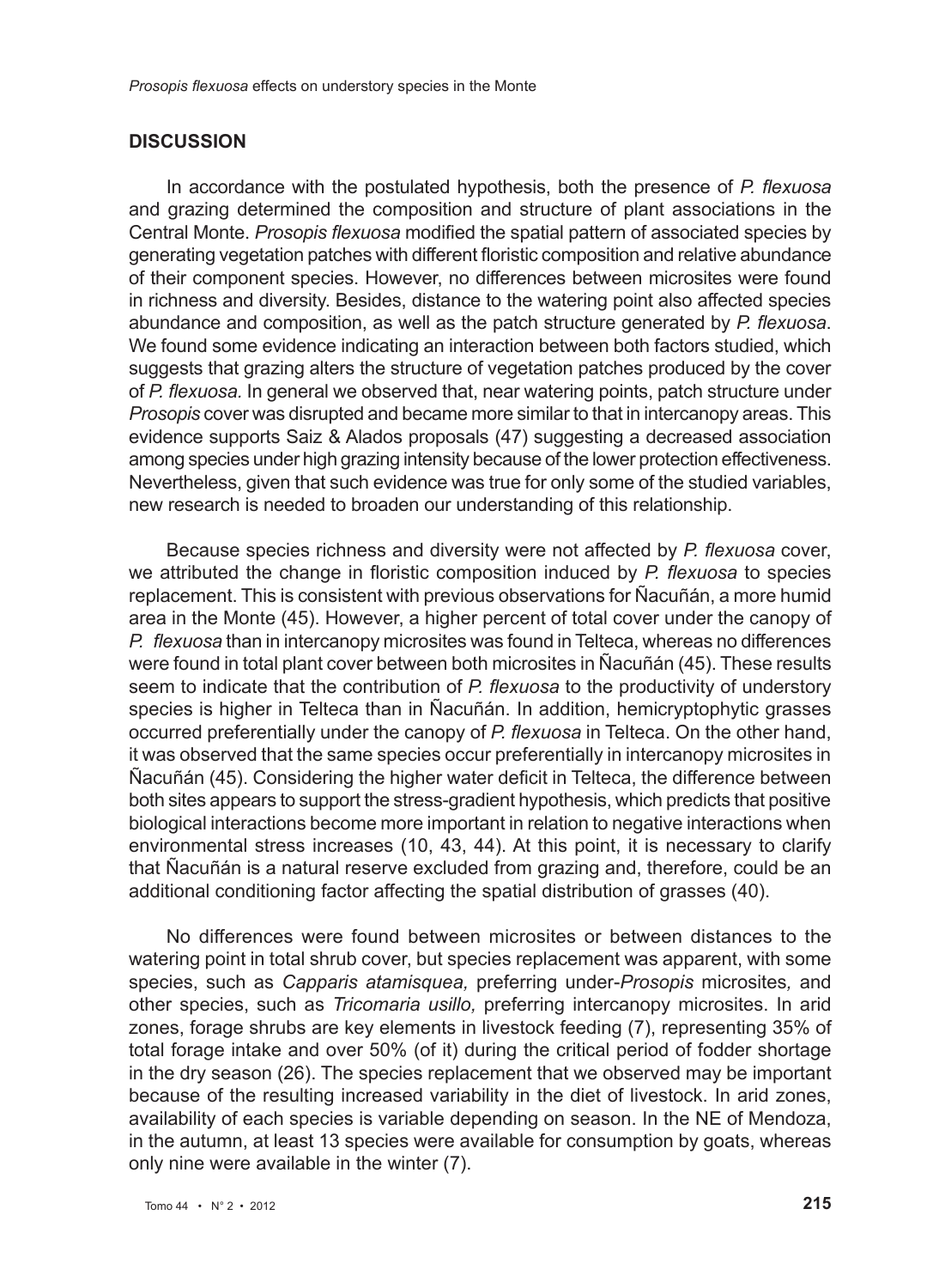## DISCUSSION

In accordance with the postulated hypothesis, both the presence of *P. flexuosa* and grazing determined the composition and structure of plant associations in the Central Monte. *Prosopis flexuosa* modified the spatial pattern of associated species by generating vegetation patches with different floristic composition and relative abundance of their component species. However, no differences between microsites were found in richness and diversity. Besides, distance to the watering point also affected species abundance and composition, as well as the patch structure generated by *P. flexuosa*. We found some evidence indicating an interaction between both factors studied, which suggests that grazing alters the structure of vegetation patches produced by the cover of *P. flexuosa.* In general we observed that, near watering points, patch structure under *Prosopis* cover was disrupted and became more similar to that in intercanopy areas. This evidence supports Saiz & Alados proposals (47) suggesting a decreased association among species under high grazing intensity because of the lower protection effectiveness. Nevertheless, given that such evidence was true for only some of the studied variables, new research is needed to broaden our understanding of this relationship.

Because species richness and diversity were not affected by *P. flexuosa* cover, we attributed the change in floristic composition induced by *P. flexuosa* to species replacement. This is consistent with previous observations for Ñacuñán, a more humid area in the Monte (45). However, a higher percent of total cover under the canopy of *P. flexuosa* than in intercanopy microsites was found in Telteca, whereas no differences were found in total plant cover between both microsites in Ñacuñán (45). These results seem to indicate that the contribution of *P. flexuosa* to the productivity of understory species is higher in Telteca than in Ñacuñán. In addition, hemicryptophytic grasses occurred preferentially under the canopy of *P. flexuosa* in Telteca. On the other hand, it was observed that the same species occur preferentially in intercanopy microsites in Ñacuñán (45). Considering the higher water deficit in Telteca, the difference between both sites appears to support the stress-gradient hypothesis, which predicts that positive biological interactions become more important in relation to negative interactions when environmental stress increases (10, 43, 44). At this point, it is necessary to clarify that Ñacuñán is a natural reserve excluded from grazing and, therefore, could be an additional conditioning factor affecting the spatial distribution of grasses (40).

No differences were found between microsites or between distances to the watering point in total shrub cover, but species replacement was apparent, with some species, such as *Capparis atamisquea,* preferring under-*Prosopis* microsites*,* and other species, such as *Tricomaria usillo,* preferring intercanopy microsites. In arid zones, forage shrubs are key elements in livestock feeding (7), representing 35% of total forage intake and over 50% (of it) during the critical period of fodder shortage in the dry season (26). The species replacement that we observed may be important because of the resulting increased variability in the diet of livestock. In arid zones, availability of each species is variable depending on season. In the NE of Mendoza, in the autumn, at least 13 species were available for consumption by goats, whereas only nine were available in the winter (7).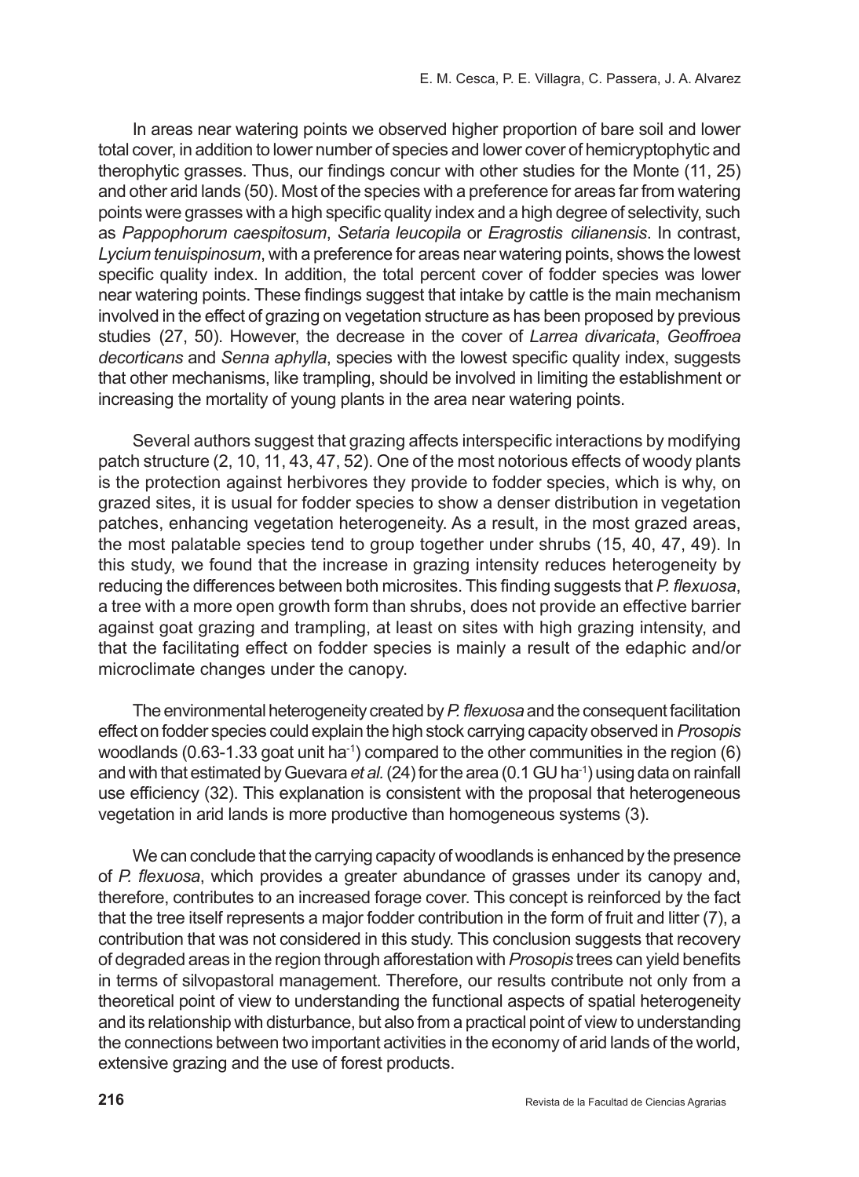In areas near watering points we observed higher proportion of bare soil and lower total cover, in addition to lower number of species and lower cover of hemicryptophytic and therophytic grasses. Thus, our findings concur with other studies for the Monte (11, 25) and other arid lands (50). Most of the species with a preference for areas far from watering points were grasses with a high specific quality index and a high degree of selectivity, such as *Pappophorum caespitosum*, *Setaria leucopila* or *Eragrostis cilianensis*. In contrast, *Lycium tenuispinosum*, with a preference for areas near watering points, shows the lowest specific quality index. In addition, the total percent cover of fodder species was lower near watering points. These findings suggest that intake by cattle is the main mechanism involved in the effect of grazing on vegetation structure as has been proposed by previous studies (27, 50). However, the decrease in the cover of *Larrea divaricata*, *Geoffroea decorticans* and *Senna aphylla*, species with the lowest specific quality index, suggests that other mechanisms, like trampling, should be involved in limiting the establishment or increasing the mortality of young plants in the area near watering points.

Several authors suggest that grazing affects interspecific interactions by modifying patch structure (2, 10, 11, 43, 47, 52). One of the most notorious effects of woody plants is the protection against herbivores they provide to fodder species, which is why, on grazed sites, it is usual for fodder species to show a denser distribution in vegetation patches, enhancing vegetation heterogeneity. As a result, in the most grazed areas, the most palatable species tend to group together under shrubs (15, 40, 47, 49). In this study, we found that the increase in grazing intensity reduces heterogeneity by reducing the differences between both microsites. This finding suggests that *P. flexuosa*, a tree with a more open growth form than shrubs, does not provide an effective barrier against goat grazing and trampling, at least on sites with high grazing intensity, and that the facilitating effect on fodder species is mainly a result of the edaphic and/or microclimate changes under the canopy.

The environmental heterogeneity created by *P. flexuosa* and the consequent facilitation effect on fodder species could explain the high stock carrying capacity observed in *Prosopis* woodlands (0.63-1.33 goat unit $ha^{-1}$) compared to the other communities in the region (6) and with that estimated by Guevara *et al.* (24) for the area (0.1 GU $ha^{-1}$) using data on rainfall use efficiency (32). This explanation is consistent with the proposal that heterogeneous vegetation in arid lands is more productive than homogeneous systems (3).

We can conclude that the carrying capacity of woodlands is enhanced by the presence of *P. flexuosa*, which provides a greater abundance of grasses under its canopy and, therefore, contributes to an increased forage cover. This concept is reinforced by the fact that the tree itself represents a major fodder contribution in the form of fruit and litter (7), a contribution that was not considered in this study. This conclusion suggests that recovery of degraded areas in the region through afforestation with *Prosopis* trees can yield benefits in terms of silvopastoral management. Therefore, our results contribute not only from a theoretical point of view to understanding the functional aspects of spatial heterogeneity and its relationship with disturbance, but also from a practical point of view to understanding the connections between two important activities in the economy of arid lands of the world, extensive grazing and the use of forest products.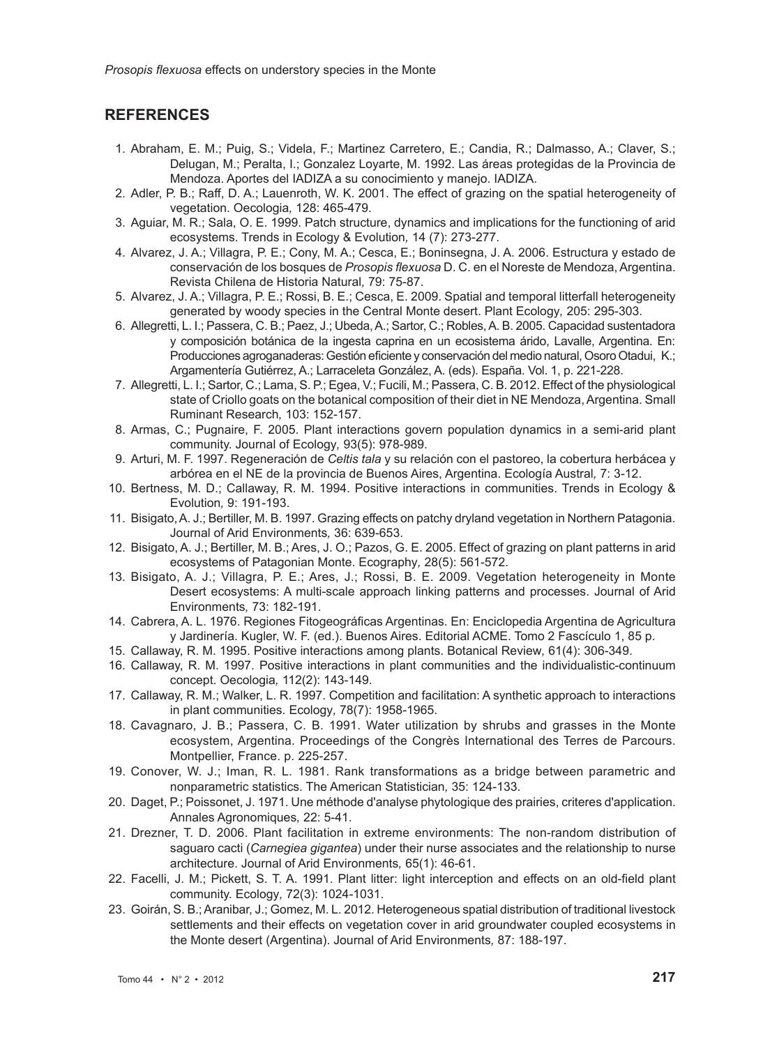## REFERENCES

1. Abraham, E. M.; Puig, S.; Videla, F.; Martinez Carretero, E.; Candia, R.; Dalmasso, A.; Claver, S.; Delugan, M.; Peralta, I.; Gonzalez Loyarte, M. 1992. Las áreas protegidas de la Provincia de Mendoza. Aportes del IADIZA a su conocimiento y manejo. IADIZA.
2. Adler, P. B.; Raff, D. A.; Lauenroth, W. K. 2001. The effect of grazing on the spatial heterogeneity of vegetation. Oecologia*,* 128: 465-479.
3. Aguiar, M. R.; Sala, O. E. 1999. Patch structure, dynamics and implications for the functioning of arid ecosystems. Trends in Ecology & Evolution*,* 14 (7): 273-277.
4. Alvarez, J. A.; Villagra, P. E.; Cony, M. A.; Cesca, E.; Boninsegna, J. A. 2006. Estructura y estado de conservación de los bosques de *Prosopis flexuosa* D. C. en el Noreste de Mendoza, Argentina. Revista Chilena de Historia Natural*,* 79: 75-87.
5. Alvarez, J. A.; Villagra, P. E.; Rossi, B. E.; Cesca, E. 2009. Spatial and temporal litterfall heterogeneity generated by woody species in the Central Monte desert. Plant Ecology*,* 205: 295-303.
6. Allegretti, L. I.; Passera, C. B.; Paez, J.; Ubeda, A.; Sartor, C.; Robles, A. B. 2005. Capacidad sustentadora y composición botánica de la ingesta caprina en un ecosistema árido, Lavalle, Argentina. En: Producciones agroganaderas: Gestión eficiente y conservación del medio natural, Osoro Otadui, K.; Argamentería Gutiérrez, A.; Larraceleta González, A. (eds). España. Vol. 1, p. 221-228.
7. Allegretti, L. I.; Sartor, C.; Lama, S. P.; Egea, V.; Fucili, M.; Passera, C. B. 2012. Effect of the physiological state of Criollo goats on the botanical composition of their diet in NE Mendoza, Argentina. Small Ruminant Research*,* 103: 152-157.
8. Armas, C.; Pugnaire, F. 2005. Plant interactions govern population dynamics in a semi-arid plant community. Journal of Ecology*,* 93(5): 978-989.
9. Arturi, M. F. 1997. Regeneración de *Celtis tala* y su relación con el pastoreo, la cobertura herbácea y arbórea en el NE de la provincia de Buenos Aires, Argentina. Ecología Austral*,* 7: 3-12.
10. Bertness, M. D.; Callaway, R. M. 1994. Positive interactions in communities. Trends in Ecology & Evolution*,* 9: 191-193.
11. Bisigato, A. J.; Bertiller, M. B. 1997. Grazing effects on patchy dryland vegetation in Northern Patagonia. Journal of Arid Environments*,* 36: 639-653.
12. Bisigato, A. J.; Bertiller, M. B.; Ares, J. O.; Pazos, G. E. 2005. Effect of grazing on plant patterns in arid ecosystems of Patagonian Monte. Ecography*,* 28(5): 561-572.
13. Bisigato, A. J.; Villagra, P. E.; Ares, J.; Rossi, B. E. 2009. Vegetation heterogeneity in Monte Desert ecosystems: A multi-scale approach linking patterns and processes. Journal of Arid Environments*,* 73: 182-191.
14. Cabrera, A. L. 1976. Regiones Fitogeográficas Argentinas. En: Enciclopedia Argentina de Agricultura y Jardinería. Kugler, W. F. (ed.). Buenos Aires. Editorial ACME. Tomo 2 Fascículo 1, 85 p.
15. Callaway, R. M. 1995. Positive interactions among plants. Botanical Review*,* 61(4): 306-349.
16. Callaway, R. M. 1997. Positive interactions in plant communities and the individualistic-continuum concept. Oecologia*,* 112(2): 143-149.
17. Callaway, R. M.; Walker, L. R. 1997. Competition and facilitation: A synthetic approach to interactions in plant communities. Ecology*,* 78(7): 1958-1965.
18. Cavagnaro, J. B.; Passera, C. B. 1991. Water utilization by shrubs and grasses in the Monte ecosystem, Argentina. Proceedings of the Congrès International des Terres de Parcours. Montpellier, France. p. 225-257.
19. Conover, W. J.; Iman, R. L. 1981. Rank transformations as a bridge between parametric and nonparametric statistics. The American Statistician*,* 35: 124-133.
20. Daget, P.; Poissonet, J. 1971. Une méthode d'analyse phytologique des prairies, criteres d'application. Annales Agronomiques*,* 22: 5-41.
21. Drezner, T. D. 2006. Plant facilitation in extreme environments: The non-random distribution of saguaro cacti (*Carnegiea gigantea*) under their nurse associates and the relationship to nurse architecture. Journal of Arid Environments*,* 65(1): 46-61.
22. Facelli, J. M.; Pickett, S. T. A. 1991. Plant litter: light interception and effects on an old-field plant community. Ecology*,* 72(3): 1024-1031.
23. Goirán, S. B.; Aranibar, J.; Gomez, M. L. 2012. Heterogeneous spatial distribution of traditional livestock settlements and their effects on vegetation cover in arid groundwater coupled ecosystems in the Monte desert (Argentina). Journal of Arid Environments*,* 87: 188-197.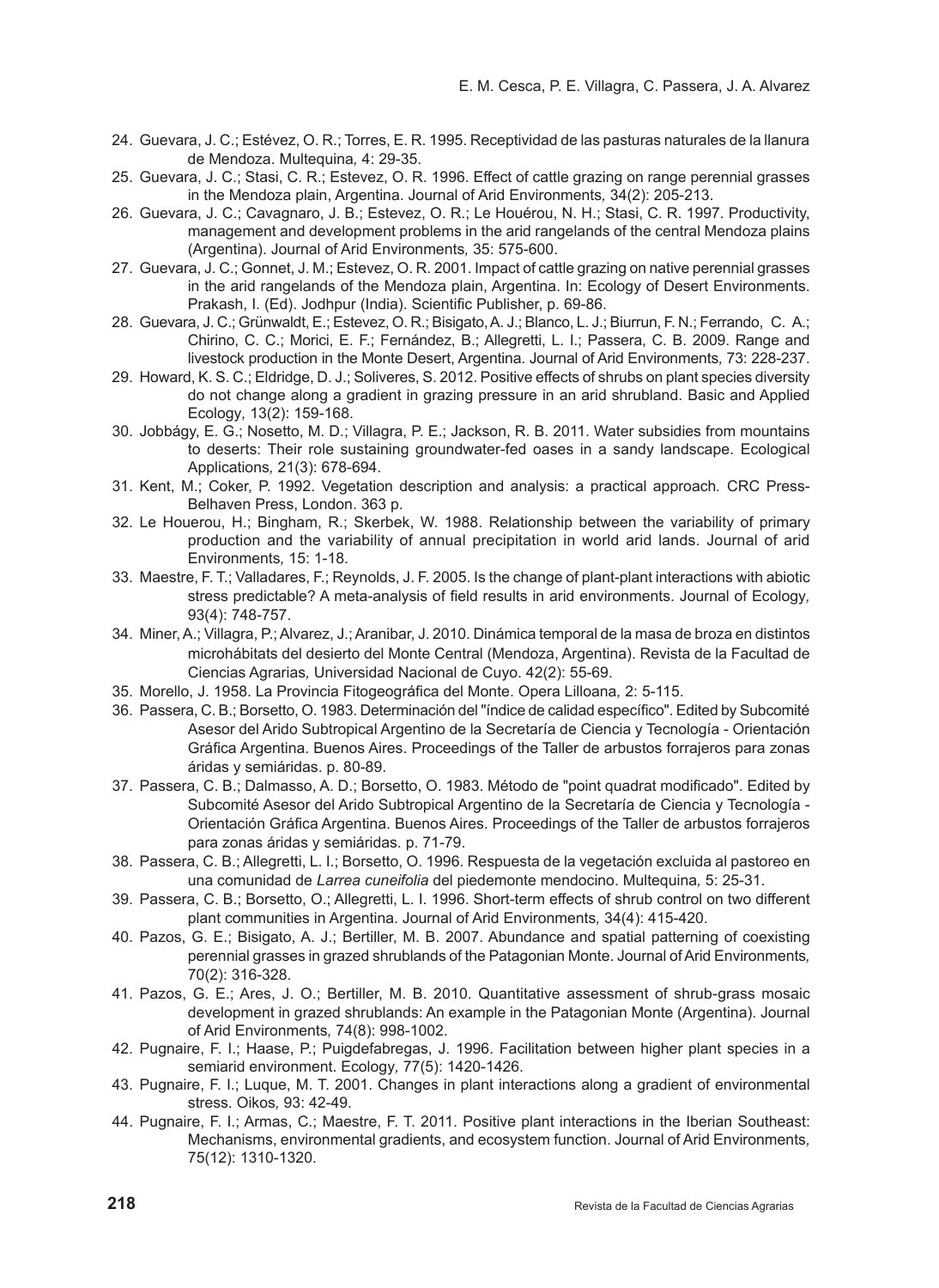24. Guevara, J. C.; Estévez, O. R.; Torres, E. R. 1995. Receptividad de las pasturas naturales de la llanura de Mendoza. Multequina, 4: 29-35.
25. Guevara, J. C.; Stasi, C. R.; Estevez, O. R. 1996. Effect of cattle grazing on range perennial grasses in the Mendoza plain, Argentina. Journal of Arid Environments, 34(2): 205-213.
26. Guevara, J. C.; Cavagnaro, J. B.; Estevez, O. R.; Le Houérou, N. H.; Stasi, C. R. 1997. Productivity, management and development problems in the arid rangelands of the central Mendoza plains (Argentina). Journal of Arid Environments, 35: 575-600.
27. Guevara, J. C.; Gonnet, J. M.; Estevez, O. R. 2001. Impact of cattle grazing on native perennial grasses in the arid rangelands of the Mendoza plain, Argentina. In: Ecology of Desert Environments. Prakash, I. (Ed). Jodhpur (India). Scientific Publisher, p. 69-86.
28. Guevara, J. C.; Grünwaldt, E.; Estevez, O. R.; Bisigato, A. J.; Blanco, L. J.; Biurrun, F. N.; Ferrando, C. A.; Chirino, C. C.; Morici, E. F.; Fernández, B.; Allegretti, L. I.; Passera, C. B. 2009. Range and livestock production in the Monte Desert, Argentina. Journal of Arid Environments, 73: 228-237.
29. Howard, K. S. C.; Eldridge, D. J.; Soliveres, S. 2012. Positive effects of shrubs on plant species diversity do not change along a gradient in grazing pressure in an arid shrubland. Basic and Applied Ecology, 13(2): 159-168.
30. Jobbágy, E. G.; Nosetto, M. D.; Villagra, P. E.; Jackson, R. B. 2011. Water subsidies from mountains to deserts: Their role sustaining groundwater-fed oases in a sandy landscape. Ecological Applications, 21(3): 678-694.
31. Kent, M.; Coker, P. 1992. Vegetation description and analysis: a practical approach. CRC Press-Belhaven Press, London. 363 p.
32. Le Houerou, H.; Bingham, R.; Skerbek, W. 1988. Relationship between the variability of primary production and the variability of annual precipitation in world arid lands. Journal of arid Environments, 15: 1-18.
33. Maestre, F. T.; Valladares, F.; Reynolds, J. F. 2005. Is the change of plant-plant interactions with abiotic stress predictable? A meta-analysis of field results in arid environments. Journal of Ecology, 93(4): 748-757.
34. Miner, A.; Villagra, P.; Alvarez, J.; Aranibar, J. 2010. Dinámica temporal de la masa de broza en distintos microhábitats del desierto del Monte Central (Mendoza, Argentina). Revista de la Facultad de Ciencias Agrarias, Universidad Nacional de Cuyo. 42(2): 55-69.
35. Morello, J. 1958. La Provincia Fitogeográfica del Monte. Opera Lilloana, 2: 5-115.
36. Passera, C. B.; Borsetto, O. 1983. Determinación del "índice de calidad específico". Edited by Subcomité Asesor del Arido Subtropical Argentino de la Secretaría de Ciencia y Tecnología - Orientación Gráfica Argentina. Buenos Aires. Proceedings of the Taller de arbustos forrajeros para zonas áridas y semiáridas. p. 80-89.
37. Passera, C. B.; Dalmasso, A. D.; Borsetto, O. 1983. Método de "point quadrat modificado". Edited by Subcomité Asesor del Arido Subtropical Argentino de la Secretaría de Ciencia y Tecnología - Orientación Gráfica Argentina. Buenos Aires. Proceedings of the Taller de arbustos forrajeros para zonas áridas y semiáridas. p. 71-79.
38. Passera, C. B.; Allegretti, L. I.; Borsetto, O. 1996. Respuesta de la vegetación excluida al pastoreo en una comunidad de *Larrea cuneifolia* del piedemonte mendocino. Multequina, 5: 25-31.
39. Passera, C. B.; Borsetto, O.; Allegretti, L. I. 1996. Short-term effects of shrub control on two different plant communities in Argentina. Journal of Arid Environments, 34(4): 415-420.
40. Pazos, G. E.; Bisigato, A. J.; Bertiller, M. B. 2007. Abundance and spatial patterning of coexisting perennial grasses in grazed shrublands of the Patagonian Monte. Journal of Arid Environments, 70(2): 316-328.
41. Pazos, G. E.; Ares, J. O.; Bertiller, M. B. 2010. Quantitative assessment of shrub-grass mosaic development in grazed shrublands: An example in the Patagonian Monte (Argentina). Journal of Arid Environments, 74(8): 998-1002.
42. Pugnaire, F. I.; Haase, P.; Puigdefabregas, J. 1996. Facilitation between higher plant species in a semiarid environment. Ecology, 77(5): 1420-1426.
43. Pugnaire, F. I.; Luque, M. T. 2001. Changes in plant interactions along a gradient of environmental stress. Oikos, 93: 42-49.
44. Pugnaire, F. I.; Armas, C.; Maestre, F. T. 2011. Positive plant interactions in the Iberian Southeast: Mechanisms, environmental gradients, and ecosystem function. Journal of Arid Environments, 75(12): 1310-1320.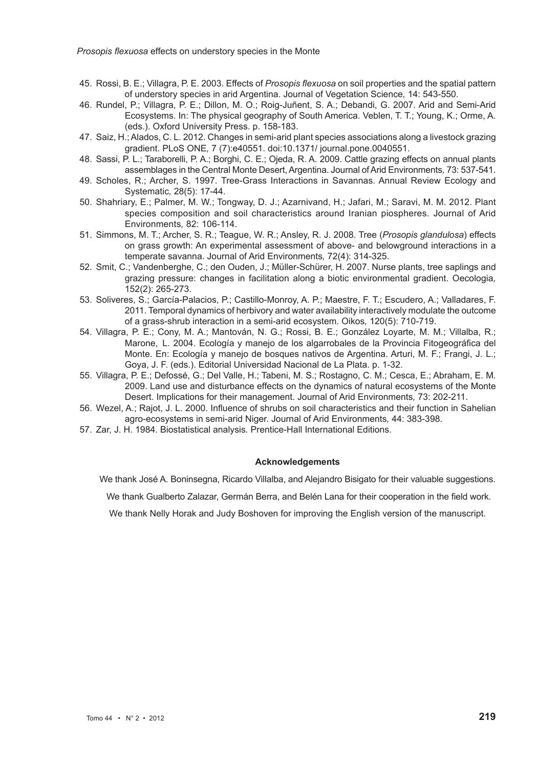45. Rossi, B. E.; Villagra, P. E. 2003. Effects of *Prosopis flexuosa* on soil properties and the spatial pattern of understory species in arid Argentina. Journal of Vegetation Science*,* 14: 543-550.
46. Rundel, P.; Villagra, P. E.; Dillon, M. O.; Roig-Juñent, S. A.; Debandi, G. 2007. Arid and Semi-Arid Ecosystems. In: The physical geography of South America. Veblen, T. T.; Young, K.; Orme, A. (eds.). Oxford University Press. p. 158-183.
47. Saiz, H.; Alados, C. L. 2012. Changes in semi-arid plant species associations along a livestock grazing gradient. PLoS ONE*,* 7 (7):e40551. doi:10.1371/ journal.pone.0040551.
48. Sassi, P. L.; Taraborelli, P. A.; Borghi, C. E.; Ojeda, R. A. 2009. Cattle grazing effects on annual plants assemblages in the Central Monte Desert, Argentina. Journal of Arid Environments*,* 73: 537-541.
49. Scholes, R.; Archer, S. 1997. Tree-Grass Interactions in Savannas. Annual Review Ecology and Systematic*,* 28(5): 17-44.
50. Shahriary, E.; Palmer, M. W.; Tongway, D. J.; Azarnivand, H.; Jafari, M.; Saravi, M. M. 2012. Plant species composition and soil characteristics around Iranian piospheres. Journal of Arid Environments*,* 82: 106-114.
51. Simmons, M. T.; Archer, S. R.; Teague, W. R.; Ansley, R. J. 2008. Tree (*Prosopis glandulosa*) effects on grass growth: An experimental assessment of above- and belowground interactions in a temperate savanna. Journal of Arid Environments*,* 72(4): 314-325.
52. Smit, C.; Vandenberghe, C.; den Ouden, J.; Müller-Schürer, H. 2007. Nurse plants, tree saplings and grazing pressure: changes in facilitation along a biotic environmental gradient. Oecologia*,* 152(2): 265-273.
53. Soliveres, S.; García-Palacios, P.; Castillo-Monroy, A. P.; Maestre, F. T.; Escudero, A.; Valladares, F. 2011. Temporal dynamics of herbivory and water availability interactively modulate the outcome of a grass-shrub interaction in a semi-arid ecosystem. Oikos*,* 120(5): 710-719.
54. Villagra, P. E.; Cony, M. A.; Mantován, N. G.; Rossi, B. E.; González Loyarte, M. M.; Villalba, R.; Marone, L. 2004. Ecología y manejo de los algarrobales de la Provincia Fitogeográfica del Monte. En: Ecología y manejo de bosques nativos de Argentina. Arturi, M. F.; Frangi, J. L.; Goya, J. F. (eds.). Editorial Universidad Nacional de La Plata. p. 1-32.
55. Villagra, P. E.; Defossé, G.; Del Valle, H.; Tabeni, M. S.; Rostagno, C. M.; Cesca, E.; Abraham, E. M. 2009. Land use and disturbance effects on the dynamics of natural ecosystems of the Monte Desert. Implications for their management. Journal of Arid Environments*,* 73: 202-211.
56. Wezel, A.; Rajot, J. L. 2000. Influence of shrubs on soil characteristics and their function in Sahelian agro-ecosystems in semi-arid Niger. Journal of Arid Environments*,* 44: 383-398.
57. Zar, J. H. 1984. Biostatistical analysis. Prentice-Hall International Editions.

**Acknowledgements**

We thank José A. Boninsegna, Ricardo Villalba, and Alejandro Bisigato for their valuable suggestions.

We thank Gualberto Zalazar, Germán Berra, and Belén Lana for their cooperation in the field work.

We thank Nelly Horak and Judy Boshoven for improving the English version of the manuscript.